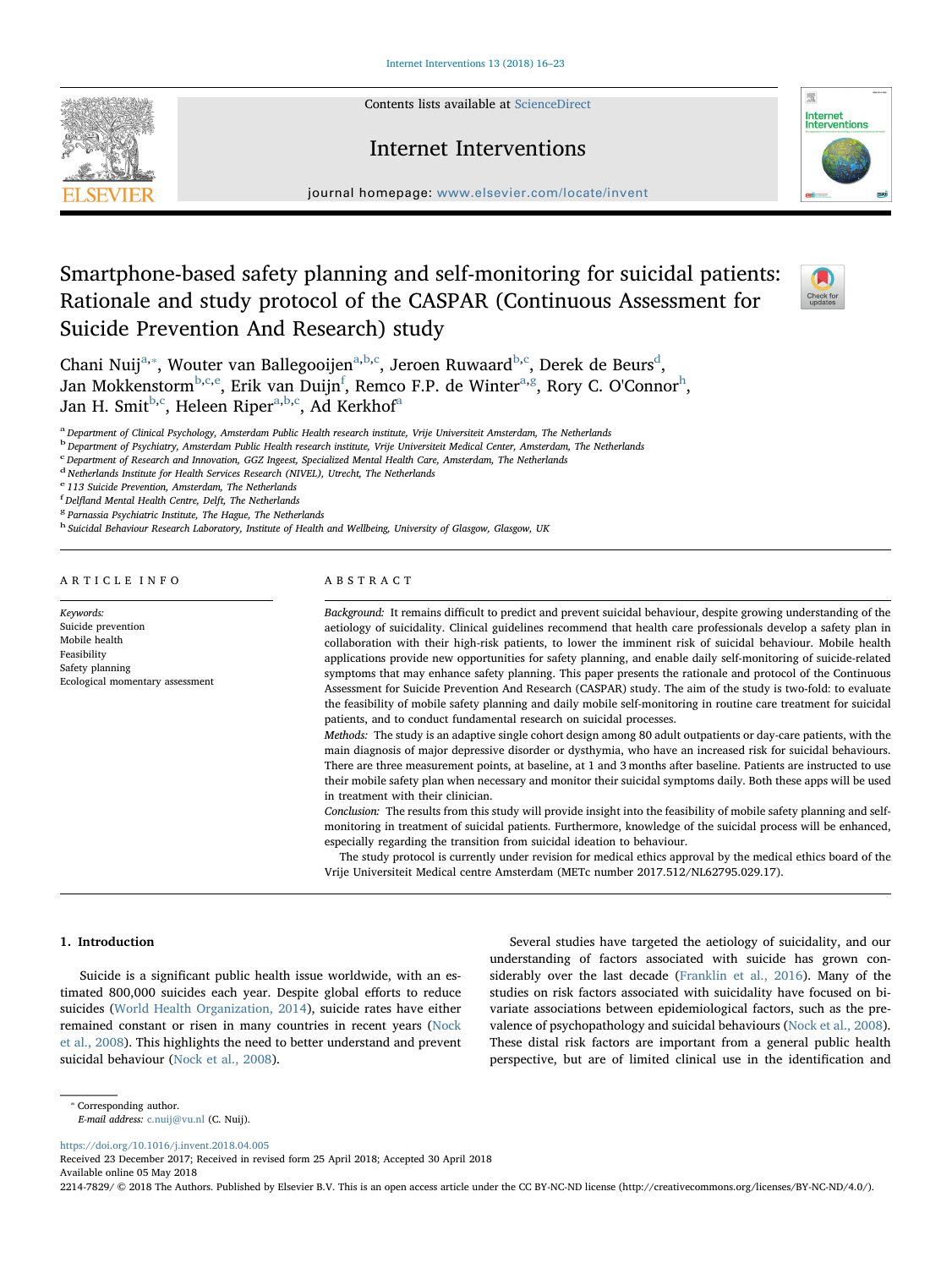# Smartphone-based safety planning and self-monitoring for suicidal patients: Rationale and study protocol of the CASPAR (Continuous Assessment for Suicide Prevention And Research) study

Chani Nuij[a,*], Wouter van Ballegooijen[a,b,c], Jeroen Ruwaard[b,c], Derek de Beurs[d], Jan Mokkenstorm[b,c,e], Erik van Duijn[f], Remco F.P. de Winter[a,g], Rory C. O'Connor[h], Jan H. Smit[b,c], Heleen Riper[a,b,c], Ad Kerkhof[a]

[a] Department of Clinical Psychology, Amsterdam Public Health research institute, Vrije Universiteit Amsterdam, The Netherlands
[b] Department of Psychiatry, Amsterdam Public Health research institute, Vrije Universiteit Medical Center, Amsterdam, The Netherlands
[c] Department of Research and Innovation, GGZ Ingeest, Specialized Mental Health Care, Amsterdam, The Netherlands
[d] Netherlands Institute for Health Services Research (NIVEL), Utrecht, The Netherlands
[e] 113 Suicide Prevention, Amsterdam, The Netherlands
[f] Delfland Mental Health Centre, Delft, The Netherlands
[g] Parnassia Psychiatric Institute, The Hague, The Netherlands
[h] Suicidal Behaviour Research Laboratory, Institute of Health and Wellbeing, University of Glasgow, Glasgow, UK

## ARTICLE INFO

*Keywords:*
Suicide prevention
Mobile health
Feasibility
Safety planning
Ecological momentary assessment

## ABSTRACT

*Background:* It remains difficult to predict and prevent suicidal behaviour, despite growing understanding of the aetiology of suicidality. Clinical guidelines recommend that health care professionals develop a safety plan in collaboration with their high-risk patients, to lower the imminent risk of suicidal behaviour. Mobile health applications provide new opportunities for safety planning, and enable daily self-monitoring of suicide-related symptoms that may enhance safety planning. This paper presents the rationale and protocol of the Continuous Assessment for Suicide Prevention And Research (CASPAR) study. The aim of the study is two-fold: to evaluate the feasibility of mobile safety planning and daily mobile self-monitoring in routine care treatment for suicidal patients, and to conduct fundamental research on suicidal processes.

*Methods:* The study is an adaptive single cohort design among 80 adult outpatients or day-care patients, with the main diagnosis of major depressive disorder or dysthymia, who have an increased risk for suicidal behaviours. There are three measurement points, at baseline, at 1 and 3 months after baseline. Patients are instructed to use their mobile safety plan when necessary and monitor their suicidal symptoms daily. Both these apps will be used in treatment with their clinician.

*Conclusion:* The results from this study will provide insight into the feasibility of mobile safety planning and self-monitoring in treatment of suicidal patients. Furthermore, knowledge of the suicidal process will be enhanced, especially regarding the transition from suicidal ideation to behaviour.

The study protocol is currently under revision for medical ethics approval by the medical ethics board of the Vrije Universiteit Medical centre Amsterdam (METc number 2017.512/NL62795.029.17).

## 1. Introduction

Suicide is a significant public health issue worldwide, with an estimated 800,000 suicides each year. Despite global efforts to reduce suicides (World Health Organization, 2014), suicide rates have either remained constant or risen in many countries in recent years (Nock et al., 2008). This highlights the need to better understand and prevent suicidal behaviour (Nock et al., 2008).

Several studies have targeted the aetiology of suicidality, and our understanding of factors associated with suicide has grown considerably over the last decade (Franklin et al., 2016). Many of the studies on risk factors associated with suicidality have focused on bivariate associations between epidemiological factors, such as the prevalence of psychopathology and suicidal behaviours (Nock et al., 2008). These distal risk factors are important from a general public health perspective, but are of limited clinical use in the identification and

* Corresponding author.
*E-mail address:* c.nuij@vu.nl (C. Nuij).

https://doi.org/10.1016/j.invent.2018.04.005
Received 23 December 2017; Received in revised form 25 April 2018; Accepted 30 April 2018
Available online 05 May 2018
2214-7829/ © 2018 The Authors. Published by Elsevier B.V. This is an open access article under the CC BY-NC-ND license (http://creativecommons.org/licenses/BY-NC-ND/4.0/).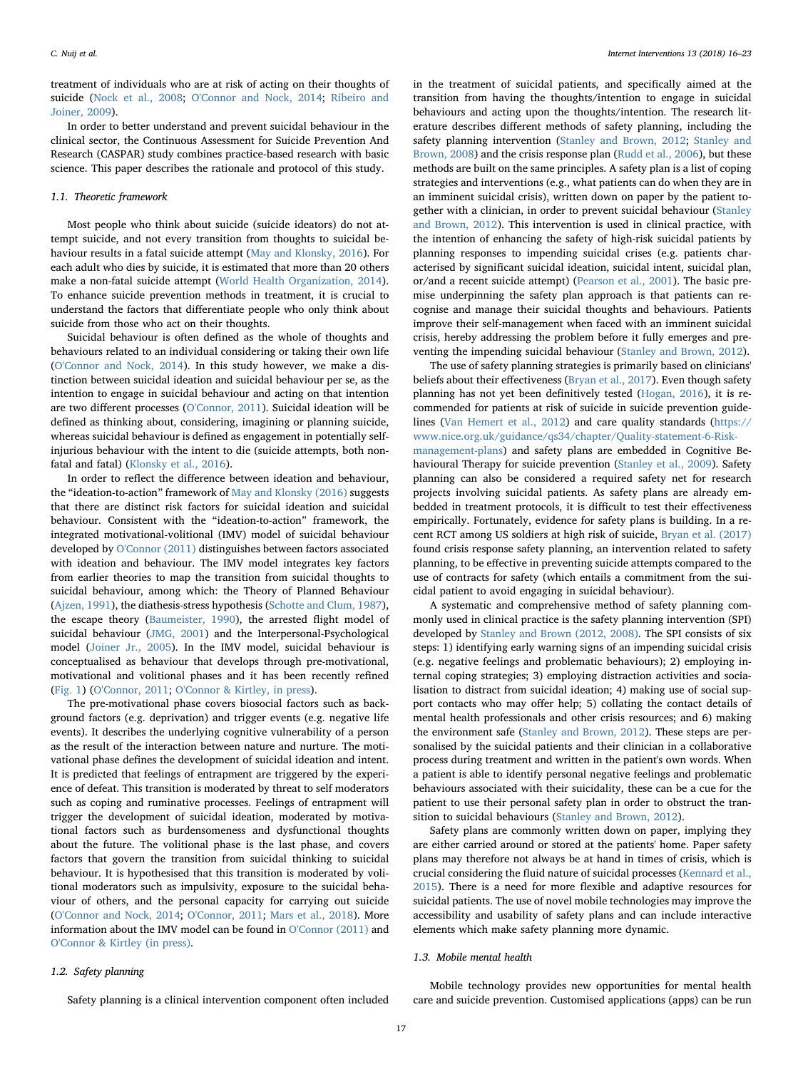treatment of individuals who are at risk of acting on their thoughts of suicide (Nock et al., 2008; O'Connor and Nock, 2014; Ribeiro and Joiner, 2009).

In order to better understand and prevent suicidal behaviour in the clinical sector, the Continuous Assessment for Suicide Prevention And Research (CASPAR) study combines practice-based research with basic science. This paper describes the rationale and protocol of this study.

### 1.1. Theoretic framework

Most people who think about suicide (suicide ideators) do not attempt suicide, and not every transition from thoughts to suicidal behaviour results in a fatal suicide attempt (May and Klonsky, 2016). For each adult who dies by suicide, it is estimated that more than 20 others make a non-fatal suicide attempt (World Health Organization, 2014). To enhance suicide prevention methods in treatment, it is crucial to understand the factors that differentiate people who only think about suicide from those who act on their thoughts.

Suicidal behaviour is often defined as the whole of thoughts and behaviours related to an individual considering or taking their own life (O'Connor and Nock, 2014). In this study however, we make a distinction between suicidal ideation and suicidal behaviour per se, as the intention to engage in suicidal behaviour and acting on that intention are two different processes (O'Connor, 2011). Suicidal ideation will be defined as thinking about, considering, imagining or planning suicide, whereas suicidal behaviour is defined as engagement in potentially self-injurious behaviour with the intent to die (suicide attempts, both non-fatal and fatal) (Klonsky et al., 2016).

In order to reflect the difference between ideation and behaviour, the "ideation-to-action" framework of May and Klonsky (2016) suggests that there are distinct risk factors for suicidal ideation and suicidal behaviour. Consistent with the "ideation-to-action" framework, the integrated motivational-volitional (IMV) model of suicidal behaviour developed by O'Connor (2011) distinguishes between factors associated with ideation and behaviour. The IMV model integrates key factors from earlier theories to map the transition from suicidal thoughts to suicidal behaviour, among which: the Theory of Planned Behaviour (Ajzen, 1991), the diathesis-stress hypothesis (Schotte and Clum, 1987), the escape theory (Baumeister, 1990), the arrested flight model of suicidal behaviour (JMG, 2001) and the Interpersonal-Psychological model (Joiner Jr., 2005). In the IMV model, suicidal behaviour is conceptualised as behaviour that develops through pre-motivational, motivational and volitional phases and it has been recently refined (Fig. 1) (O'Connor, 2011; O'Connor & Kirtley, in press).

The pre-motivational phase covers biosocial factors such as background factors (e.g. deprivation) and trigger events (e.g. negative life events). It describes the underlying cognitive vulnerability of a person as the result of the interaction between nature and nurture. The motivational phase defines the development of suicidal ideation and intent. It is predicted that feelings of entrapment are triggered by the experience of defeat. This transition is moderated by threat to self moderators such as coping and ruminative processes. Feelings of entrapment will trigger the development of suicidal ideation, moderated by motivational factors such as burdensomeness and dysfunctional thoughts about the future. The volitional phase is the last phase, and covers factors that govern the transition from suicidal thinking to suicidal behaviour. It is hypothesised that this transition is moderated by volitional moderators such as impulsivity, exposure to the suicidal behaviour of others, and the personal capacity for carrying out suicide (O'Connor and Nock, 2014; O'Connor, 2011; Mars et al., 2018). More information about the IMV model can be found in O'Connor (2011) and O'Connor & Kirtley (in press).

### 1.2. Safety planning

Safety planning is a clinical intervention component often included in the treatment of suicidal patients, and specifically aimed at the transition from having the thoughts/intention to engage in suicidal behaviours and acting upon the thoughts/intention. The research literature describes different methods of safety planning, including the safety planning intervention (Stanley and Brown, 2012; Stanley and Brown, 2008) and the crisis response plan (Rudd et al., 2006), but these methods are built on the same principles. A safety plan is a list of coping strategies and interventions (e.g., what patients can do when they are in an imminent suicidal crisis), written down on paper by the patient together with a clinician, in order to prevent suicidal behaviour (Stanley and Brown, 2012). This intervention is used in clinical practice, with the intention of enhancing the safety of high-risk suicidal patients by planning responses to impending suicidal crises (e.g. patients characterised by significant suicidal ideation, suicidal intent, suicidal plan, or/and a recent suicide attempt) (Pearson et al., 2001). The basic premise underpinning the safety plan approach is that patients can recognise and manage their suicidal thoughts and behaviours. Patients improve their self-management when faced with an imminent suicidal crisis, hereby addressing the problem before it fully emerges and preventing the impending suicidal behaviour (Stanley and Brown, 2012).

The use of safety planning strategies is primarily based on clinicians' beliefs about their effectiveness (Bryan et al., 2017). Even though safety planning has not yet been definitively tested (Hogan, 2016), it is recommended for patients at risk of suicide in suicide prevention guidelines (Van Hemert et al., 2012) and care quality standards (https://www.nice.org.uk/guidance/qs34/chapter/Quality-statement-6-Risk-management-plans) and safety plans are embedded in Cognitive Behavioural Therapy for suicide prevention (Stanley et al., 2009). Safety planning can also be considered a required safety net for research projects involving suicidal patients. As safety plans are already embedded in treatment protocols, it is difficult to test their effectiveness empirically. Fortunately, evidence for safety plans is building. In a recent RCT among US soldiers at high risk of suicide, Bryan et al. (2017) found crisis response safety planning, an intervention related to safety planning, to be effective in preventing suicide attempts compared to the use of contracts for safety (which entails a commitment from the suicidal patient to avoid engaging in suicidal behaviour).

A systematic and comprehensive method of safety planning commonly used in clinical practice is the safety planning intervention (SPI) developed by Stanley and Brown (2012, 2008). The SPI consists of six steps: 1) identifying early warning signs of an impending suicidal crisis (e.g. negative feelings and problematic behaviours); 2) employing internal coping strategies; 3) employing distraction activities and socialisation to distract from suicidal ideation; 4) making use of social support contacts who may offer help; 5) collating the contact details of mental health professionals and other crisis resources; and 6) making the environment safe (Stanley and Brown, 2012). These steps are personalised by the suicidal patients and their clinician in a collaborative process during treatment and written in the patient's own words. When a patient is able to identify personal negative feelings and problematic behaviours associated with their suicidality, these can be a cue for the patient to use their personal safety plan in order to obstruct the transition to suicidal behaviours (Stanley and Brown, 2012).

Safety plans are commonly written down on paper, implying they are either carried around or stored at the patients' home. Paper safety plans may therefore not always be at hand in times of crisis, which is crucial considering the fluid nature of suicidal processes (Kennard et al., 2015). There is a need for more flexible and adaptive resources for suicidal patients. The use of novel mobile technologies may improve the accessibility and usability of safety plans and can include interactive elements which make safety planning more dynamic.

### 1.3. Mobile mental health

Mobile technology provides new opportunities for mental health care and suicide prevention. Customised applications (apps) can be run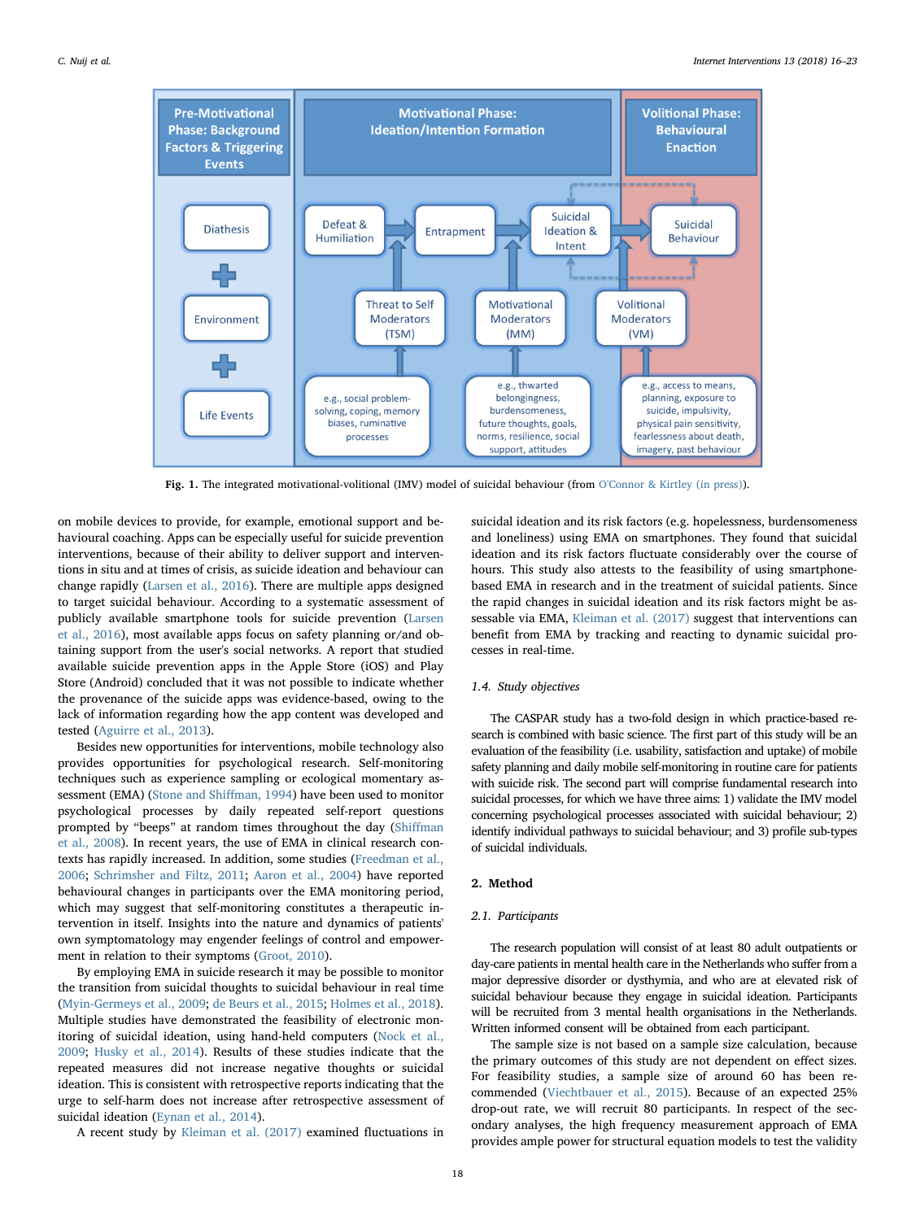**Fig. 1.** The integrated motivational-volitional (IMV) model of suicidal behaviour (from O'Connor & Kirtley (in press)).

on mobile devices to provide, for example, emotional support and behavioural coaching. Apps can be especially useful for suicide prevention interventions, because of their ability to deliver support and interventions in situ and at times of crisis, as suicide ideation and behaviour can change rapidly (Larsen et al., 2016). There are multiple apps designed to target suicidal behaviour. According to a systematic assessment of publicly available smartphone tools for suicide prevention (Larsen et al., 2016), most available apps focus on safety planning or/and obtaining support from the user's social networks. A report that studied available suicide prevention apps in the Apple Store (iOS) and Play Store (Android) concluded that it was not possible to indicate whether the provenance of the suicide apps was evidence-based, owing to the lack of information regarding how the app content was developed and tested (Aguirre et al., 2013).

Besides new opportunities for interventions, mobile technology also provides opportunities for psychological research. Self-monitoring techniques such as experience sampling or ecological momentary assessment (EMA) (Stone and Shiffman, 1994) have been used to monitor psychological processes by daily repeated self-report questions prompted by "beeps" at random times throughout the day (Shiffman et al., 2008). In recent years, the use of EMA in clinical research contexts has rapidly increased. In addition, some studies (Freedman et al., 2006; Schrimsher and Filtz, 2011; Aaron et al., 2004) have reported behavioural changes in participants over the EMA monitoring period, which may suggest that self-monitoring constitutes a therapeutic intervention in itself. Insights into the nature and dynamics of patients' own symptomatology may engender feelings of control and empowerment in relation to their symptoms (Groot, 2010).

By employing EMA in suicide research it may be possible to monitor the transition from suicidal thoughts to suicidal behaviour in real time (Myin-Germeys et al., 2009; de Beurs et al., 2015; Holmes et al., 2018). Multiple studies have demonstrated the feasibility of electronic monitoring of suicidal ideation, using hand-held computers (Nock et al., 2009; Husky et al., 2014). Results of these studies indicate that the repeated measures did not increase negative thoughts or suicidal ideation. This is consistent with retrospective reports indicating that the urge to self-harm does not increase after retrospective assessment of suicidal ideation (Eynan et al., 2014).

A recent study by Kleiman et al. (2017) examined fluctuations in suicidal ideation and its risk factors (e.g. hopelessness, burdensomeness and loneliness) using EMA on smartphones. They found that suicidal ideation and its risk factors fluctuate considerably over the course of hours. This study also attests to the feasibility of using smartphone-based EMA in research and in the treatment of suicidal patients. Since the rapid changes in suicidal ideation and its risk factors might be assessable via EMA, Kleiman et al. (2017) suggest that interventions can benefit from EMA by tracking and reacting to dynamic suicidal processes in real-time.

### 1.4. Study objectives

The CASPAR study has a two-fold design in which practice-based research is combined with basic science. The first part of this study will be an evaluation of the feasibility (i.e. usability, satisfaction and uptake) of mobile safety planning and daily mobile self-monitoring in routine care for patients with suicide risk. The second part will comprise fundamental research into suicidal processes, for which we have three aims: 1) validate the IMV model concerning psychological processes associated with suicidal behaviour; 2) identify individual pathways to suicidal behaviour; and 3) profile sub-types of suicidal individuals.

## 2. Method

### 2.1. Participants

The research population will consist of at least 80 adult outpatients or day-care patients in mental health care in the Netherlands who suffer from a major depressive disorder or dysthymia, and who are at elevated risk of suicidal behaviour because they engage in suicidal ideation. Participants will be recruited from 3 mental health organisations in the Netherlands. Written informed consent will be obtained from each participant.

The sample size is not based on a sample size calculation, because the primary outcomes of this study are not dependent on effect sizes. For feasibility studies, a sample size of around 60 has been recommended (Viechtbauer et al., 2015). Because of an expected 25% drop-out rate, we will recruit 80 participants. In respect of the secondary analyses, the high frequency measurement approach of EMA provides ample power for structural equation models to test the validity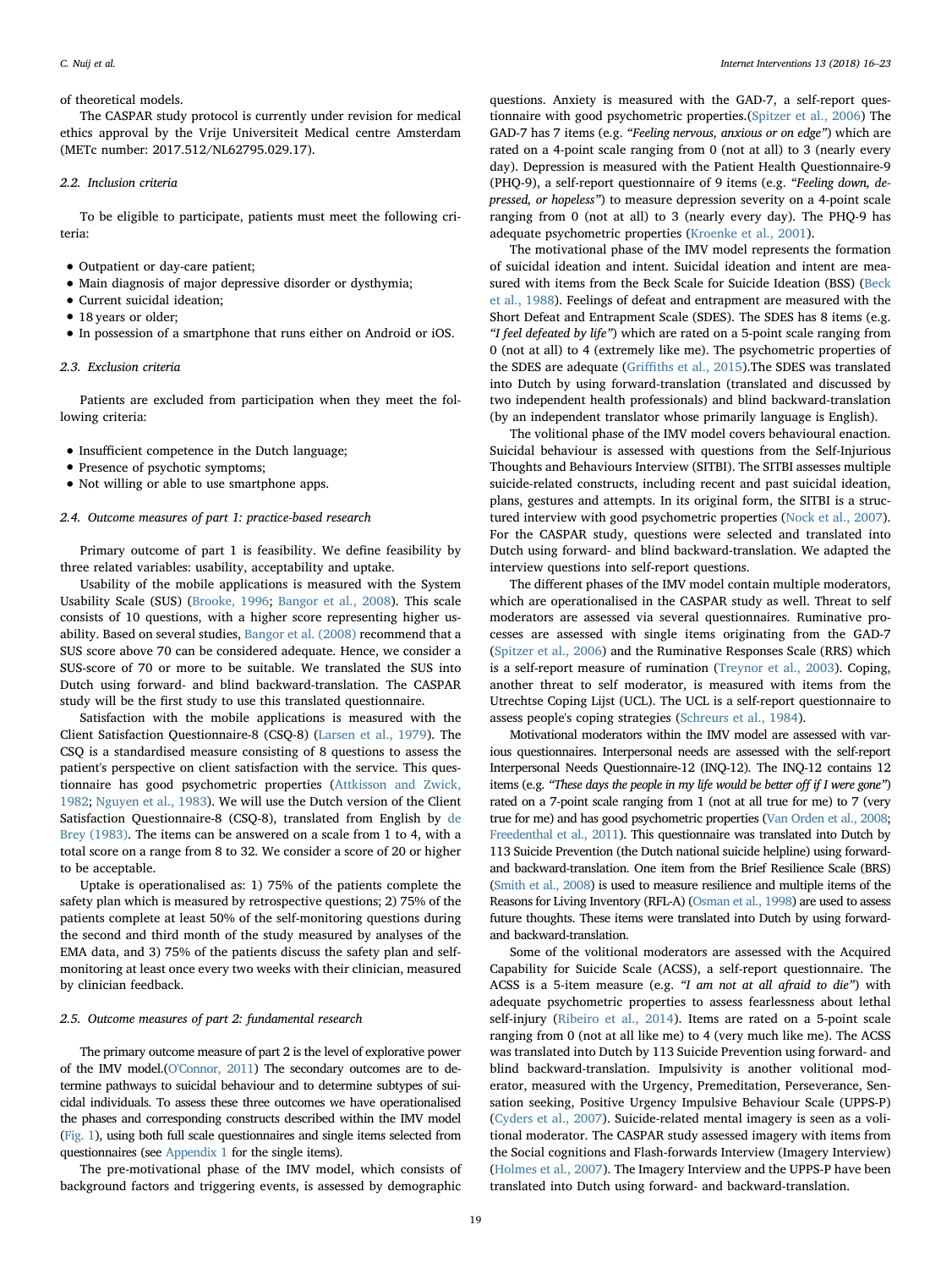of theoretical models.

The CASPAR study protocol is currently under revision for medical ethics approval by the Vrije Universiteit Medical centre Amsterdam (METc number: 2017.512/NL62795.029.17).

### 2.2. Inclusion criteria

To be eligible to participate, patients must meet the following criteria:

- Outpatient or day-care patient;
- Main diagnosis of major depressive disorder or dysthymia;
- Current suicidal ideation;
- 18 years or older;
- In possession of a smartphone that runs either on Android or iOS.

### 2.3. Exclusion criteria

Patients are excluded from participation when they meet the following criteria:

- Insufficient competence in the Dutch language;
- Presence of psychotic symptoms;
- Not willing or able to use smartphone apps.

### 2.4. Outcome measures of part 1: practice-based research

Primary outcome of part 1 is feasibility. We define feasibility by three related variables: usability, acceptability and uptake.

Usability of the mobile applications is measured with the System Usability Scale (SUS) (Brooke, 1996; Bangor et al., 2008). This scale consists of 10 questions, with a higher score representing higher usability. Based on several studies, Bangor et al. (2008) recommend that a SUS score above 70 can be considered adequate. Hence, we consider a SUS-score of 70 or more to be suitable. We translated the SUS into Dutch using forward- and blind backward-translation. The CASPAR study will be the first study to use this translated questionnaire.

Satisfaction with the mobile applications is measured with the Client Satisfaction Questionnaire-8 (CSQ-8) (Larsen et al., 1979). The CSQ is a standardised measure consisting of 8 questions to assess the patient's perspective on client satisfaction with the service. This questionnaire has good psychometric properties (Attkisson and Zwick, 1982; Nguyen et al., 1983). We will use the Dutch version of the Client Satisfaction Questionnaire-8 (CSQ-8), translated from English by de Brey (1983). The items can be answered on a scale from 1 to 4, with a total score on a range from 8 to 32. We consider a score of 20 or higher to be acceptable.

Uptake is operationalised as: 1) 75% of the patients complete the safety plan which is measured by retrospective questions; 2) 75% of the patients complete at least 50% of the self-monitoring questions during the second and third month of the study measured by analyses of the EMA data, and 3) 75% of the patients discuss the safety plan and self-monitoring at least once every two weeks with their clinician, measured by clinician feedback.

### 2.5. Outcome measures of part 2: fundamental research

The primary outcome measure of part 2 is the level of explorative power of the IMV model.(O'Connor, 2011) The secondary outcomes are to determine pathways to suicidal behaviour and to determine subtypes of suicidal individuals. To assess these three outcomes we have operationalised the phases and corresponding constructs described within the IMV model (Fig. 1), using both full scale questionnaires and single items selected from questionnaires (see Appendix 1 for the single items).

The pre-motivational phase of the IMV model, which consists of background factors and triggering events, is assessed by demographic questions. Anxiety is measured with the GAD-7, a self-report questionnaire with good psychometric properties.(Spitzer et al., 2006) The GAD-7 has 7 items (e.g. *"Feeling nervous, anxious or on edge"*) which are rated on a 4-point scale ranging from 0 (not at all) to 3 (nearly every day). Depression is measured with the Patient Health Questionnaire-9 (PHQ-9), a self-report questionnaire of 9 items (e.g. *"Feeling down, depressed, or hopeless"*) to measure depression severity on a 4-point scale ranging from 0 (not at all) to 3 (nearly every day). The PHQ-9 has adequate psychometric properties (Kroenke et al., 2001).

The motivational phase of the IMV model represents the formation of suicidal ideation and intent. Suicidal ideation and intent are measured with items from the Beck Scale for Suicide Ideation (BSS) (Beck et al., 1988). Feelings of defeat and entrapment are measured with the Short Defeat and Entrapment Scale (SDES). The SDES has 8 items (e.g. *"I feel defeated by life"*) which are rated on a 5-point scale ranging from 0 (not at all) to 4 (extremely like me). The psychometric properties of the SDES are adequate (Griffiths et al., 2015).The SDES was translated into Dutch by using forward-translation (translated and discussed by two independent health professionals) and blind backward-translation (by an independent translator whose primarily language is English).

The volitional phase of the IMV model covers behavioural enaction. Suicidal behaviour is assessed with questions from the Self-Injurious Thoughts and Behaviours Interview (SITBI). The SITBI assesses multiple suicide-related constructs, including recent and past suicidal ideation, plans, gestures and attempts. In its original form, the SITBI is a structured interview with good psychometric properties (Nock et al., 2007). For the CASPAR study, questions were selected and translated into Dutch using forward- and blind backward-translation. We adapted the interview questions into self-report questions.

The different phases of the IMV model contain multiple moderators, which are operationalised in the CASPAR study as well. Threat to self moderators are assessed via several questionnaires. Ruminative processes are assessed with single items originating from the GAD-7 (Spitzer et al., 2006) and the Ruminative Responses Scale (RRS) which is a self-report measure of rumination (Treynor et al., 2003). Coping, another threat to self moderator, is measured with items from the Utrechtse Coping Lijst (UCL). The UCL is a self-report questionnaire to assess people's coping strategies (Schreurs et al., 1984).

Motivational moderators within the IMV model are assessed with various questionnaires. Interpersonal needs are assessed with the self-report Interpersonal Needs Questionnaire-12 (INQ-12). The INQ-12 contains 12 items (e.g. *"These days the people in my life would be better off if I were gone"*) rated on a 7-point scale ranging from 1 (not at all true for me) to 7 (very true for me) and has good psychometric properties (Van Orden et al., 2008; Freedenthal et al., 2011). This questionnaire was translated into Dutch by 113 Suicide Prevention (the Dutch national suicide helpline) using forward- and backward-translation. One item from the Brief Resilience Scale (BRS) (Smith et al., 2008) is used to measure resilience and multiple items of the Reasons for Living Inventory (RFL-A) (Osman et al., 1998) are used to assess future thoughts. These items were translated into Dutch by using forward- and backward-translation.

Some of the volitional moderators are assessed with the Acquired Capability for Suicide Scale (ACSS), a self-report questionnaire. The ACSS is a 5-item measure (e.g. *"I am not at all afraid to die"*) with adequate psychometric properties to assess fearlessness about lethal self-injury (Ribeiro et al., 2014). Items are rated on a 5-point scale ranging from 0 (not at all like me) to 4 (very much like me). The ACSS was translated into Dutch by 113 Suicide Prevention using forward- and blind backward-translation. Impulsivity is another volitional moderator, measured with the Urgency, Premeditation, Perseverance, Sensation seeking, Positive Urgency Impulsive Behaviour Scale (UPPS-P) (Cyders et al., 2007). Suicide-related mental imagery is seen as a volitional moderator. The CASPAR study assessed imagery with items from the Social cognitions and Flash-forwards Interview (Imagery Interview) (Holmes et al., 2007). The Imagery Interview and the UPPS-P have been translated into Dutch using forward- and backward-translation.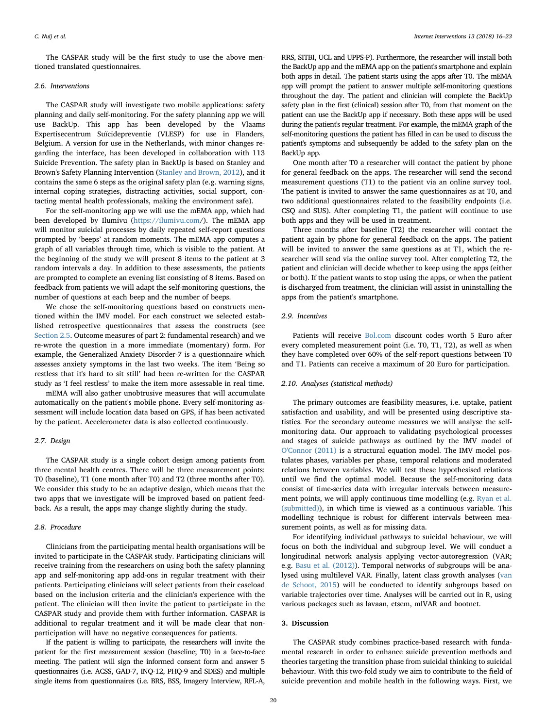The CASPAR study will be the first study to use the above mentioned translated questionnaires.

### 2.6. Interventions

The CASPAR study will investigate two mobile applications: safety planning and daily self-monitoring. For the safety planning app we will use BackUp. This app has been developed by the Vlaams Expertisecentrum Suïcidepreventie (VLESP) for use in Flanders, Belgium. A version for use in the Netherlands, with minor changes regarding the interface, has been developed in collaboration with 113 Suicide Prevention. The safety plan in BackUp is based on Stanley and Brown's Safety Planning Intervention (Stanley and Brown, 2012), and it contains the same 6 steps as the original safety plan (e.g. warning signs, internal coping strategies, distracting activities, social support, contacting mental health professionals, making the environment safe).

For the self-monitoring app we will use the mEMA app, which had been developed by Ilumivu (https://ilumivu.com/). The mEMA app will monitor suicidal processes by daily repeated self-report questions prompted by 'beeps' at random moments. The mEMA app computes a graph of all variables through time, which is visible to the patient. At the beginning of the study we will present 8 items to the patient at 3 random intervals a day. In addition to these assessments, the patients are prompted to complete an evening list consisting of 8 items. Based on feedback from patients we will adapt the self-monitoring questions, the number of questions at each beep and the number of beeps.

We chose the self-monitoring questions based on constructs mentioned within the IMV model. For each construct we selected established retrospective questionnaires that assess the constructs (see Section 2.5. Outcome measures of part 2: fundamental research) and we re-wrote the question in a more immediate (momentary) form. For example, the Generalized Anxiety Disorder-7 is a questionnaire which assesses anxiety symptoms in the last two weeks. The item 'Being so restless that it's hard to sit still' had been re-written for the CASPAR study as 'I feel restless' to make the item more assessable in real time.

mEMA will also gather unobtrusive measures that will accumulate automatically on the patient's mobile phone. Every self-monitoring assessment will include location data based on GPS, if has been activated by the patient. Accelerometer data is also collected continuously.

### 2.7. Design

The CASPAR study is a single cohort design among patients from three mental health centres. There will be three measurement points: T0 (baseline), T1 (one month after T0) and T2 (three months after T0). We consider this study to be an adaptive design, which means that the two apps that we investigate will be improved based on patient feedback. As a result, the apps may change slightly during the study.

### 2.8. Procedure

Clinicians from the participating mental health organisations will be invited to participate in the CASPAR study. Participating clinicians will receive training from the researchers on using both the safety planning app and self-monitoring app add-ons in regular treatment with their patients. Participating clinicians will select patients from their caseload based on the inclusion criteria and the clinician's experience with the patient. The clinician will then invite the patient to participate in the CASPAR study and provide them with further information. CASPAR is additional to regular treatment and it will be made clear that non-participation will have no negative consequences for patients.

If the patient is willing to participate, the researchers will invite the patient for the first measurement session (baseline; T0) in a face-to-face meeting. The patient will sign the informed consent form and answer 5 questionnaires (i.e. ACSS, GAD-7, INQ-12, PHQ-9 and SDES) and multiple single items from questionnaires (i.e. BRS, BSS, Imagery Interview, RFL-A, RRS, SITBI, UCL and UPPS-P). Furthermore, the researcher will install both the BackUp app and the mEMA app on the patient's smartphone and explain both apps in detail. The patient starts using the apps after T0. The mEMA app will prompt the patient to answer multiple self-monitoring questions throughout the day. The patient and clinician will complete the BackUp safety plan in the first (clinical) session after T0, from that moment on the patient can use the BackUp app if necessary. Both these apps will be used during the patient's regular treatment. For example, the mEMA graph of the self-monitoring questions the patient has filled in can be used to discuss the patient's symptoms and subsequently be added to the safety plan on the BackUp app.

One month after T0 a researcher will contact the patient by phone for general feedback on the apps. The researcher will send the second measurement questions (T1) to the patient via an online survey tool. The patient is invited to answer the same questionnaires as at T0, and two additional questionnaires related to the feasibility endpoints (i.e. CSQ and SUS). After completing T1, the patient will continue to use both apps and they will be used in treatment.

Three months after baseline (T2) the researcher will contact the patient again by phone for general feedback on the apps. The patient will be invited to answer the same questions as at T1, which the researcher will send via the online survey tool. After completing T2, the patient and clinician will decide whether to keep using the apps (either or both). If the patient wants to stop using the apps, or when the patient is discharged from treatment, the clinician will assist in uninstalling the apps from the patient's smartphone.

### 2.9. Incentives

Patients will receive Bol.com discount codes worth 5 Euro after every completed measurement point (i.e. T0, T1, T2), as well as when they have completed over 60% of the self-report questions between T0 and T1. Patients can receive a maximum of 20 Euro for participation.

### 2.10. Analyses (statistical methods)

The primary outcomes are feasibility measures, i.e. uptake, patient satisfaction and usability, and will be presented using descriptive statistics. For the secondary outcome measures we will analyse the self-monitoring data. Our approach to validating psychological processes and stages of suicide pathways as outlined by the IMV model of O'Connor (2011) is a structural equation model. The IMV model postulates phases, variables per phase, temporal relations and moderated relations between variables. We will test these hypothesised relations until we find the optimal model. Because the self-monitoring data consist of time-series data with irregular intervals between measurement points, we will apply continuous time modelling (e.g. Ryan et al. (submitted)), in which time is viewed as a continuous variable. This modelling technique is robust for different intervals between measurement points, as well as for missing data.

For identifying individual pathways to suicidal behaviour, we will focus on both the individual and subgroup level. We will conduct a longitudinal network analysis applying vector-autoregression (VAR; e.g. Basu et al. (2012)). Temporal networks of subgroups will be analysed using multilevel VAR. Finally, latent class growth analyses (van de Schoot, 2015) will be conducted to identify subgroups based on variable trajectories over time. Analyses will be carried out in R, using various packages such as lavaan, ctsem, mlVAR and bootnet.

## 3. Discussion

The CASPAR study combines practice-based research with fundamental research in order to enhance suicide prevention methods and theories targeting the transition phase from suicidal thinking to suicidal behaviour. With this two-fold study we aim to contribute to the field of suicide prevention and mobile health in the following ways. First, we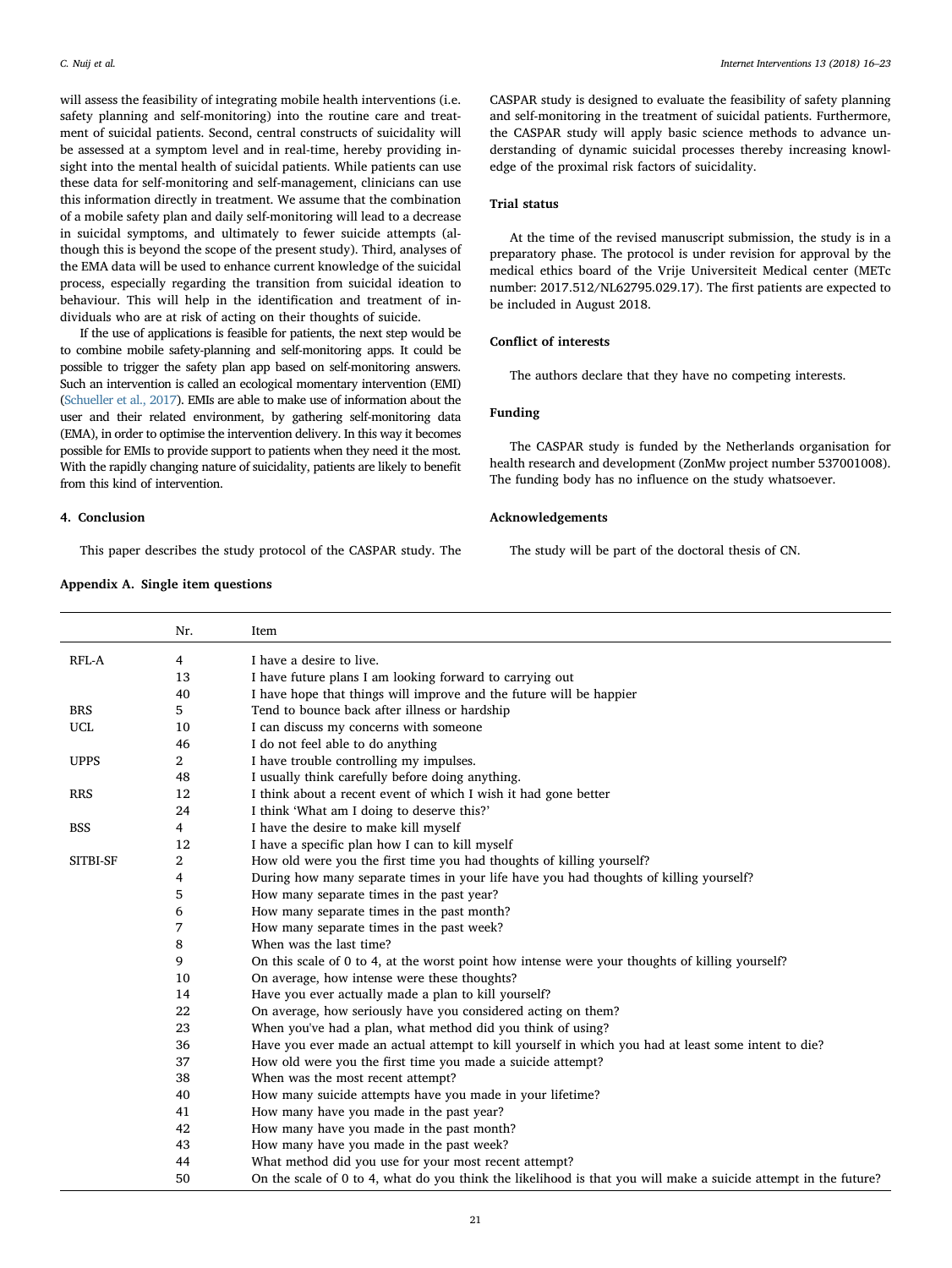will assess the feasibility of integrating mobile health interventions (i.e. safety planning and self-monitoring) into the routine care and treatment of suicidal patients. Second, central constructs of suicidality will be assessed at a symptom level and in real-time, hereby providing insight into the mental health of suicidal patients. While patients can use these data for self-monitoring and self-management, clinicians can use this information directly in treatment. We assume that the combination of a mobile safety plan and daily self-monitoring will lead to a decrease in suicidal symptoms, and ultimately to fewer suicide attempts (although this is beyond the scope of the present study). Third, analyses of the EMA data will be used to enhance current knowledge of the suicidal process, especially regarding the transition from suicidal ideation to behaviour. This will help in the identification and treatment of individuals who are at risk of acting on their thoughts of suicide.

If the use of applications is feasible for patients, the next step would be to combine mobile safety-planning and self-monitoring apps. It could be possible to trigger the safety plan app based on self-monitoring answers. Such an intervention is called an ecological momentary intervention (EMI) (Schueller et al., 2017). EMIs are able to make use of information about the user and their related environment, by gathering self-monitoring data (EMA), in order to optimise the intervention delivery. In this way it becomes possible for EMIs to provide support to patients when they need it the most. With the rapidly changing nature of suicidality, patients are likely to benefit from this kind of intervention.

## 4. Conclusion

This paper describes the study protocol of the CASPAR study. The CASPAR study is designed to evaluate the feasibility of safety planning and self-monitoring in the treatment of suicidal patients. Furthermore, the CASPAR study will apply basic science methods to advance understanding of dynamic suicidal processes thereby increasing knowledge of the proximal risk factors of suicidality.

## Trial status

At the time of the revised manuscript submission, the study is in a preparatory phase. The protocol is under revision for approval by the medical ethics board of the Vrije Universiteit Medical center (METc number: 2017.512/NL62795.029.17). The first patients are expected to be included in August 2018.

## Conflict of interests

The authors declare that they have no competing interests.

## Funding

The CASPAR study is funded by the Netherlands organisation for health research and development (ZonMw project number 537001008). The funding body has no influence on the study whatsoever.

## Acknowledgements

The study will be part of the doctoral thesis of CN.

## Appendix A. Single item questions

| | Nr. | Item |
|---|---|---|
| RFL-A | 4 | I have a desire to live. |
| | 13 | I have future plans I am looking forward to carrying out |
| | 40 | I have hope that things will improve and the future will be happier |
| BRS | 5 | Tend to bounce back after illness or hardship |
| UCL | 10 | I can discuss my concerns with someone |
| | 46 | I do not feel able to do anything |
| UPPS | 2 | I have trouble controlling my impulses. |
| | 48 | I usually think carefully before doing anything. |
| RRS | 12 | I think about a recent event of which I wish it had gone better |
| | 24 | I think 'What am I doing to deserve this?' |
| BSS | 4 | I have the desire to make kill myself |
| | 12 | I have a specific plan how I can to kill myself |
| SITBI-SF | 2 | How old were you the first time you had thoughts of killing yourself? |
| | 4 | During how many separate times in your life have you had thoughts of killing yourself? |
| | 5 | How many separate times in the past year? |
| | 6 | How many separate times in the past month? |
| | 7 | How many separate times in the past week? |
| | 8 | When was the last time? |
| | 9 | On this scale of 0 to 4, at the worst point how intense were your thoughts of killing yourself? |
| | 10 | On average, how intense were these thoughts? |
| | 14 | Have you ever actually made a plan to kill yourself? |
| | 22 | On average, how seriously have you considered acting on them? |
| | 23 | When you've had a plan, what method did you think of using? |
| | 36 | Have you ever made an actual attempt to kill yourself in which you had at least some intent to die? |
| | 37 | How old were you the first time you made a suicide attempt? |
| | 38 | When was the most recent attempt? |
| | 40 | How many suicide attempts have you made in your lifetime? |
| | 41 | How many have you made in the past year? |
| | 42 | How many have you made in the past month? |
| | 43 | How many have you made in the past week? |
| | 44 | What method did you use for your most recent attempt? |
| | 50 | On the scale of 0 to 4, what do you think the likelihood is that you will make a suicide attempt in the future? |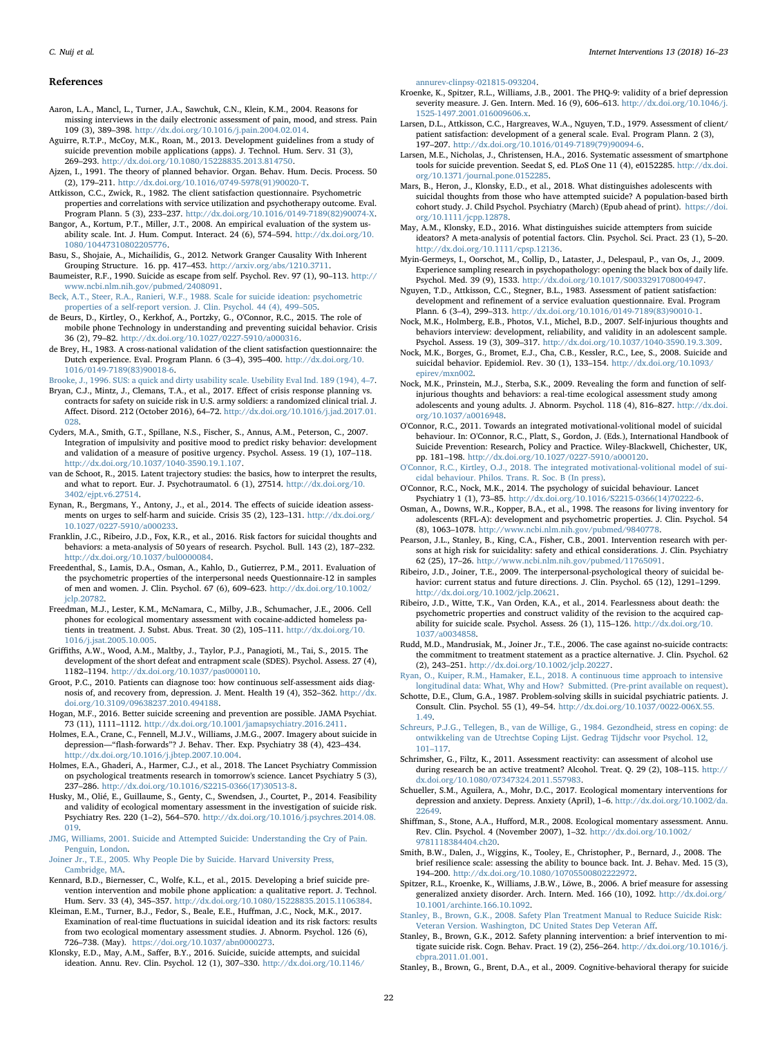## References

Aaron, L.A., Mancl, L., Turner, J.A., Sawchuk, C.N., Klein, K.M., 2004. Reasons for missing interviews in the daily electronic assessment of pain, mood, and stress. Pain 109 (3), 389–398. http://dx.doi.org/10.1016/j.pain.2004.02.014.

Aguirre, R.T.P., McCoy, M.K., Roan, M., 2013. Development guidelines from a study of suicide prevention mobile applications (apps). J. Technol. Hum. Serv. 31 (3), 269–293. http://dx.doi.org/10.1080/15228835.2013.814750.

Ajzen, I., 1991. The theory of planned behavior. Organ. Behav. Hum. Decis. Process. 50 (2), 179–211. http://dx.doi.org/10.1016/0749-5978(91)90020-T.

Attkisson, C.C., Zwick, R., 1982. The client satisfaction questionnaire. Psychometric properties and correlations with service utilization and psychotherapy outcome. Eval. Program Plann. 5 (3), 233–237. http://dx.doi.org/10.1016/0149-7189(82)90074-X.

Bangor, A., Kortum, P.T., Miller, J.T., 2008. An empirical evaluation of the system usability scale. Int. J. Hum. Comput. Interact. 24 (6), 574–594. http://dx.doi.org/10.1080/10447310802205776.

Basu, S., Shojaie, A., Michailidis, G., 2012. Network Granger Causality With Inherent Grouping Structure. 16. pp. 417–453. http://arxiv.org/abs/1210.3711.

Baumeister, R.F., 1990. Suicide as escape from self. Psychol. Rev. 97 (1), 90–113. http://www.ncbi.nlm.nih.gov/pubmed/2408091.

Beck, A.T., Steer, R.A., Ranieri, W.F., 1988. Scale for suicide ideation: psychometric properties of a self-report version. J. Clin. Psychol. 44 (4), 499–505.

de Beurs, D., Kirtley, O., Kerkhof, A., Portzky, G., O'Connor, R.C., 2015. The role of mobile phone Technology in understanding and preventing suicidal behavior. Crisis 36 (2), 79–82. http://dx.doi.org/10.1027/0227-5910/a000316.

de Brey, H., 1983. A cross-national validation of the client satisfaction questionnaire: the Dutch experience. Eval. Program Plann. 6 (3–4), 395–400. http://dx.doi.org/10.1016/0149-7189(83)90018-6.

Brooke, J., 1996. SUS: a quick and dirty usability scale. Usebility Eval Ind. 189 (194), 4–7.

Bryan, C.J., Mintz, J., Clemans, T.A., et al., 2017. Effect of crisis response planning vs. contracts for safety on suicide risk in U.S. army soldiers: a randomized clinical trial. J. Affect. Disord. 212 (October 2016), 64–72. http://dx.doi.org/10.1016/j.jad.2017.01.028.

Cyders, M.A., Smith, G.T., Spillane, N.S., Fischer, S., Annus, A.M., Peterson, C., 2007. Integration of impulsivity and positive mood to predict risky behavior: development and validation of a measure of positive urgency. Psychol. Assess. 19 (1), 107–118. http://dx.doi.org/10.1037/1040-3590.19.1.107.

van de Schoot, R., 2015. Latent trajectory studies: the basics, how to interpret the results, and what to report. Eur. J. Psychotraumatol. 6 (1), 27514. http://dx.doi.org/10.3402/ejpt.v6.27514.

Eynan, R., Bergmans, Y., Antony, J., et al., 2014. The effects of suicide ideation assessments on urges to self-harm and suicide. Crisis 35 (2), 123–131. http://dx.doi.org/10.1027/0227-5910/a000233.

Franklin, J.C., Ribeiro, J.D., Fox, K.R., et al., 2016. Risk factors for suicidal thoughts and behaviors: a meta-analysis of 50 years of research. Psychol. Bull. 143 (2), 187–232. http://dx.doi.org/10.1037/bul0000084.

Freedenthal, S., Lamis, D.A., Osman, A., Kahlo, D., Gutierrez, P.M., 2011. Evaluation of the psychometric properties of the interpersonal needs Questionnaire-12 in samples of men and women. J. Clin. Psychol. 67 (6), 609–623. http://dx.doi.org/10.1002/jclp.20782.

Freedman, M.J., Lester, K.M., McNamara, C., Milby, J.B., Schumacher, J.E., 2006. Cell phones for ecological momentary assessment with cocaine-addicted homeless patients in treatment. J. Subst. Abus. Treat. 30 (2), 105–111. http://dx.doi.org/10.1016/j.jsat.2005.10.005.

Griffiths, A.W., Wood, A.M., Maltby, J., Taylor, P.J., Panagioti, M., Tai, S., 2015. The development of the short defeat and entrapment scale (SDES). Psychol. Assess. 27 (4), 1182–1194. http://dx.doi.org/10.1037/pas0000110.

Groot, P.C., 2010. Patients can diagnose too: how continuous self-assessment aids diagnosis of, and recovery from, depression. J. Ment. Health 19 (4), 352–362. http://dx.doi.org/10.3109/09638237.2010.494188.

Hogan, M.F., 2016. Better suicide screening and prevention are possible. JAMA Psychiat. 73 (11), 1111–1112. http://dx.doi.org/10.1001/jamapsychiatry.2016.2411.

Holmes, E.A., Crane, C., Fennell, M.J.V., Williams, J.M.G., 2007. Imagery about suicide in depression—"flash-forwards"? J. Behav. Ther. Exp. Psychiatry 38 (4), 423–434. http://dx.doi.org/10.1016/j.jbtep.2007.10.004.

Holmes, E.A., Ghaderi, A., Harmer, C.J., et al., 2018. The Lancet Psychiatry Commission on psychological treatments research in tomorrow's science. Lancet Psychiatry 5 (3), 237–286. http://dx.doi.org/10.1016/S2215-0366(17)30513-8.

Husky, M., Olié, E., Guillaume, S., Genty, C., Swendsen, J., Courtet, P., 2014. Feasibility and validity of ecological momentary assessment in the investigation of suicide risk. Psychiatry Res. 220 (1–2), 564–570. http://dx.doi.org/10.1016/j.psychres.2014.08.019.

JMG, Williams, 2001. Suicide and Attempted Suicide: Understanding the Cry of Pain. Penguin, London.

Joiner Jr., T.E., 2005. Why People Die by Suicide. Harvard University Press, Cambridge, MA.

Kennard, B.D., Biernesser, C., Wolfe, K.L., et al., 2015. Developing a brief suicide prevention intervention and mobile phone application: a qualitative report. J. Technol. Hum. Serv. 33 (4), 345–357. http://dx.doi.org/10.1080/15228835.2015.1106384.

Kleiman, E.M., Turner, B.J., Fedor, S., Beale, E.E., Huffman, J.C., Nock, M.K., 2017. Examination of real-time fluctuations in suicidal ideation and its risk factors: results from two ecological momentary assessment studies. J. Abnorm. Psychol. 126 (6), 726–738. (May). https://doi.org/10.1037/abn0000273.

Klonsky, E.D., May, A.M., Saffer, B.Y., 2016. Suicide, suicide attempts, and suicidal ideation. Annu. Rev. Clin. Psychol. 12 (1), 307–330. http://dx.doi.org/10.1146/annurev-clinpsy-021815-093204.

Kroenke, K., Spitzer, R.L., Williams, J.B., 2001. The PHQ-9: validity of a brief depression severity measure. J. Gen. Intern. Med. 16 (9), 606–613. http://dx.doi.org/10.1046/j.1525-1497.2001.016009606.x.

Larsen, D.L., Attkisson, C.C., Hargreaves, W.A., Nguyen, T.D., 1979. Assessment of client/patient satisfaction: development of a general scale. Eval. Program Plann. 2 (3), 197–207. http://dx.doi.org/10.1016/0149-7189(79)90094-6.

Larsen, M.E., Nicholas, J., Christensen, H.A., 2016. Systematic assessment of smartphone tools for suicide prevention. Seedat S, ed. PLoS One 11 (4), e0152285. http://dx.doi.org/10.1371/journal.pone.0152285.

Mars, B., Heron, J., Klonsky, E.D., et al., 2018. What distinguishes adolescents with suicidal thoughts from those who have attempted suicide? A population-based birth cohort study. J. Child Psychol. Psychiatry (March) (Epub ahead of print). https://doi.org/10.1111/jcpp.12878.

May, A.M., Klonsky, E.D., 2016. What distinguishes suicide attempters from suicide ideators? A meta-analysis of potential factors. Clin. Psychol. Sci. Pract. 23 (1), 5–20. http://dx.doi.org/10.1111/cpsp.12136.

Myin-Germeys, I., Oorschot, M., Collip, D., Lataster, J., Delespaul, P., van Os, J., 2009. Experience sampling research in psychopathology: opening the black box of daily life. Psychol. Med. 39 (9), 1533. http://dx.doi.org/10.1017/S0033291708004947.

Nguyen, T.D., Attkisson, C.C., Stegner, B.L., 1983. Assessment of patient satisfaction: development and refinement of a service evaluation questionnaire. Eval. Program Plann. 6 (3–4), 299–313. http://dx.doi.org/10.1016/0149-7189(83)90010-1.

Nock, M.K., Holmberg, E.B., Photos, V.I., Michel, B.D., 2007. Self-injurious thoughts and behaviors interview: development, reliability, and validity in an adolescent sample. Psychol. Assess. 19 (3), 309–317. http://dx.doi.org/10.1037/1040-3590.19.3.309.

Nock, M.K., Borges, G., Bromet, E.J., Cha, C.B., Kessler, R.C., Lee, S., 2008. Suicide and suicidal behavior. Epidemiol. Rev. 30 (1), 133–154. http://dx.doi.org/10.1093/epirev/mxn002.

Nock, M.K., Prinstein, M.J., Sterba, S.K., 2009. Revealing the form and function of self-injurious thoughts and behaviors: a real-time ecological assessment study among adolescents and young adults. J. Abnorm. Psychol. 118 (4), 816–827. http://dx.doi.org/10.1037/a0016948.

O'Connor, R.C., 2011. Towards an integrated motivational-volitional model of suicidal behaviour. In: O'Connor, R.C., Platt, S., Gordon, J. (Eds.), International Handbook of Suicide Prevention: Research, Policy and Practice. Wiley-Blackwell, Chichester, UK, pp. 181–198. http://dx.doi.org/10.1027/0227-5910/a000120.

O'Connor, R.C., Kirtley, O.J., 2018. The integrated motivational-volitional model of suicidal behaviour. Philos. Trans. R. Soc. B (In press).

O'Connor, R.C., Nock, M.K., 2014. The psychology of suicidal behaviour. Lancet Psychiatry 1 (1), 73–85. http://dx.doi.org/10.1016/S2215-0366(14)70222-6.

Osman, A., Downs, W.R., Kopper, B.A., et al., 1998. The reasons for living inventory for adolescents (RFL-A): development and psychometric properties. J. Clin. Psychol. 54 (8), 1063–1078. http://www.ncbi.nlm.nih.gov/pubmed/9840778.

Pearson, J.L., Stanley, B., King, C.A., Fisher, C.B., 2001. Intervention research with persons at high risk for suicidality: safety and ethical considerations. J. Clin. Psychiatry 62 (25), 17–26. http://www.ncbi.nlm.nih.gov/pubmed/11765091.

Ribeiro, J.D., Joiner, T.E., 2009. The interpersonal-psychological theory of suicidal behavior: current status and future directions. J. Clin. Psychol. 65 (12), 1291–1299. http://dx.doi.org/10.1002/jclp.20621.

Ribeiro, J.D., Witte, T.K., Van Orden, K.A., et al., 2014. Fearlessness about death: the psychometric properties and construct validity of the revision to the acquired capability for suicide scale. Psychol. Assess. 26 (1), 115–126. http://dx.doi.org/10.1037/a0034858.

Rudd, M.D., Mandrusiak, M., Joiner Jr., T.E., 2006. The case against no-suicide contracts: the commitment to treatment statement as a practice alternative. J. Clin. Psychol. 62 (2), 243–251. http://dx.doi.org/10.1002/jclp.20227.

Ryan, O., Kuiper, R.M., Hamaker, E.L., 2018. A continuous time approach to intensive longitudinal data: What, Why and How? Submitted. (Pre-print available on request).

Schotte, D.E., Clum, G.A., 1987. Problem-solving skills in suicidal psychiatric patients. J. Consult. Clin. Psychol. 55 (1), 49–54. http://dx.doi.org/10.1037/0022-006X.55.1.49.

Schreurs, P.J.G., Tellegen, B., van de Willige, G., 1984. Gezondheid, stress en coping: de ontwikkeling van de Utrechtse Coping Lijst. Gedrag Tijdschr voor Psychol. 12, 101–117.

Schrimsher, G., Filtz, K., 2011. Assessment reactivity: can assessment of alcohol use during research be an active treatment? Alcohol. Treat. Q. 29 (2), 108–115. http://dx.doi.org/10.1080/07347324.2011.557983.

Schueller, S.M., Aguilera, A., Mohr, D.C., 2017. Ecological momentary interventions for depression and anxiety. Depress. Anxiety (April), 1–6. http://dx.doi.org/10.1002/da.22649.

Shiffman, S., Stone, A.A., Hufford, M.R., 2008. Ecological momentary assessment. Annu. Rev. Clin. Psychol. 4 (November 2007), 1–32. http://dx.doi.org/10.1002/9781118384404.ch20.

Smith, B.W., Dalen, J., Wiggins, K., Tooley, E., Christopher, P., Bernard, J., 2008. The brief resilience scale: assessing the ability to bounce back. Int. J. Behav. Med. 15 (3), 194–200. http://dx.doi.org/10.1080/10705500802222972.

Spitzer, R.L., Kroenke, K., Williams, J.B.W., Löwe, B., 2006. A brief measure for assessing generalized anxiety disorder. Arch. Intern. Med. 166 (10), 1092. http://dx.doi.org/10.1001/archinte.166.10.1092.

Stanley, B., Brown, G.K., 2008. Safety Plan Treatment Manual to Reduce Suicide Risk: Veteran Version. Washington, DC United States Dep Veteran Aff.

Stanley, B., Brown, G.K., 2012. Safety planning intervention: a brief intervention to mitigate suicide risk. Cogn. Behav. Pract. 19 (2), 256–264. http://dx.doi.org/10.1016/j.cbpra.2011.01.001.

Stanley, B., Brown, G., Brent, D.A., et al., 2009. Cognitive-behavioral therapy for suicide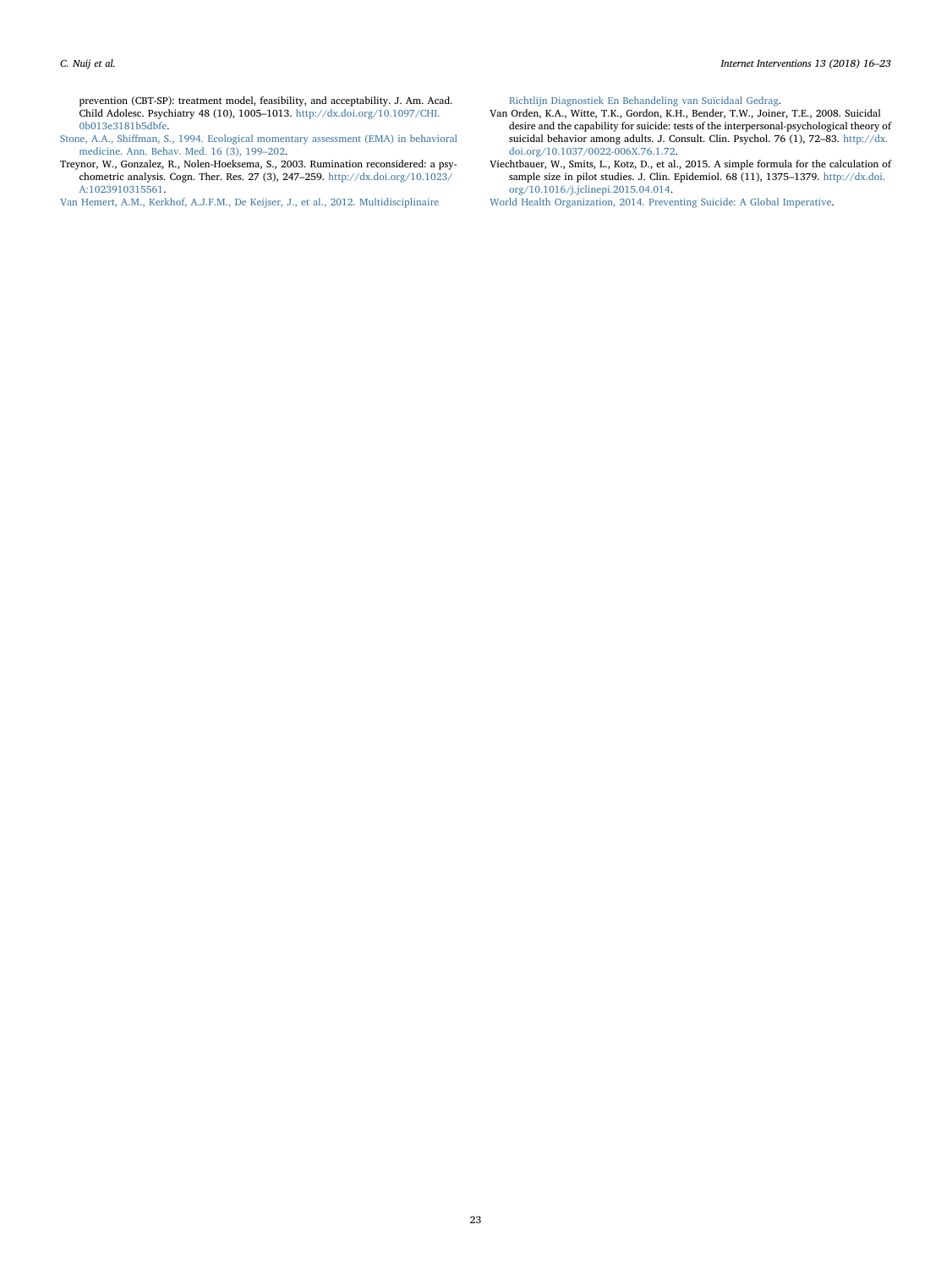prevention (CBT-SP): treatment model, feasibility, and acceptability. J. Am. Acad. Child Adolesc. Psychiatry 48 (10), 1005–1013. http://dx.doi.org/10.1097/CHI.0b013e3181b5dbfe.

Stone, A.A., Shiffman, S., 1994. Ecological momentary assessment (EMA) in behavioral medicine. Ann. Behav. Med. 16 (3), 199–202.

Treynor, W., Gonzalez, R., Nolen-Hoeksema, S., 2003. Rumination reconsidered: a psychometric analysis. Cogn. Ther. Res. 27 (3), 247–259. http://dx.doi.org/10.1023/A:1023910315561.

Van Hemert, A.M., Kerkhof, A.J.F.M., De Keijser, J., et al., 2012. Multidisciplinaire Richtlijn Diagnostiek En Behandeling van Suïcidaal Gedrag.

Van Orden, K.A., Witte, T.K., Gordon, K.H., Bender, T.W., Joiner, T.E., 2008. Suicidal desire and the capability for suicide: tests of the interpersonal-psychological theory of suicidal behavior among adults. J. Consult. Clin. Psychol. 76 (1), 72–83. http://dx.doi.org/10.1037/0022-006X.76.1.72.

Viechtbauer, W., Smits, L., Kotz, D., et al., 2015. A simple formula for the calculation of sample size in pilot studies. J. Clin. Epidemiol. 68 (11), 1375–1379. http://dx.doi.org/10.1016/j.jclinepi.2015.04.014.

World Health Organization, 2014. Preventing Suicide: A Global Imperative.